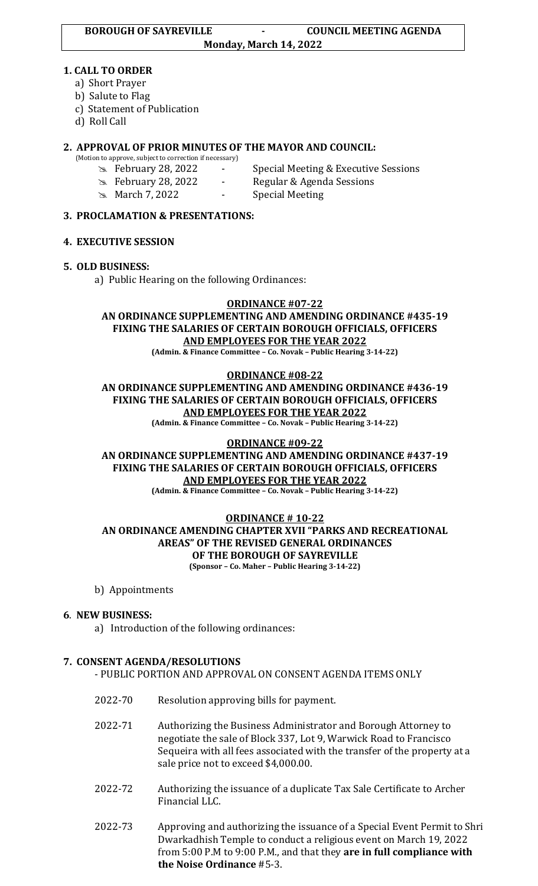**BOROUGH OF SAYREVILLE - COUNCIL MEETING AGENDA**
**Monday, March 14, 2022**

## 1. CALL TO ORDER

a) Short Prayer
b) Salute to Flag
c) Statement of Publication
d) Roll Call

## 2. APPROVAL OF PRIOR MINUTES OF THE MAYOR AND COUNCIL:

(Motion to approve, subject to correction if necessary)

- February 28, 2022 - Special Meeting & Executive Sessions
- February 28, 2022 - Regular & Agenda Sessions
- March 7, 2022 - Special Meeting

## 3. PROCLAMATION & PRESENTATIONS:

## 4. EXECUTIVE SESSION

## 5. OLD BUSINESS:

a) Public Hearing on the following Ordinances:

**ORDINANCE #07-22**

**AN ORDINANCE SUPPLEMENTING AND AMENDING ORDINANCE #435-19 FIXING THE SALARIES OF CERTAIN BOROUGH OFFICIALS, OFFICERS AND EMPLOYEES FOR THE YEAR 2022**
**(Admin. & Finance Committee – Co. Novak – Public Hearing 3-14-22)**

**ORDINANCE #08-22**

**AN ORDINANCE SUPPLEMENTING AND AMENDING ORDINANCE #436-19 FIXING THE SALARIES OF CERTAIN BOROUGH OFFICIALS, OFFICERS AND EMPLOYEES FOR THE YEAR 2022**
**(Admin. & Finance Committee – Co. Novak – Public Hearing 3-14-22)**

**ORDINANCE #09-22**

**AN ORDINANCE SUPPLEMENTING AND AMENDING ORDINANCE #437-19 FIXING THE SALARIES OF CERTAIN BOROUGH OFFICIALS, OFFICERS AND EMPLOYEES FOR THE YEAR 2022**
**(Admin. & Finance Committee – Co. Novak – Public Hearing 3-14-22)**

**ORDINANCE # 10-22**

**AN ORDINANCE AMENDING CHAPTER XVII "PARKS AND RECREATIONAL AREAS" OF THE REVISED GENERAL ORDINANCES OF THE BOROUGH OF SAYREVILLE**
**(Sponsor – Co. Maher – Public Hearing 3-14-22)**

b) Appointments

## 6. NEW BUSINESS:

a) Introduction of the following ordinances:

## 7. CONSENT AGENDA/RESOLUTIONS

- PUBLIC PORTION AND APPROVAL ON CONSENT AGENDA ITEMS ONLY

2022-70 Resolution approving bills for payment.

2022-71 Authorizing the Business Administrator and Borough Attorney to negotiate the sale of Block 337, Lot 9, Warwick Road to Francisco Sequeira with all fees associated with the transfer of the property at a sale price not to exceed $4,000.00.

2022-72 Authorizing the issuance of a duplicate Tax Sale Certificate to Archer Financial LLC.

2022-73 Approving and authorizing the issuance of a Special Event Permit to Shri Dwarkadhish Temple to conduct a religious event on March 19, 2022 from 5:00 P.M to 9:00 P.M., and that they **are in full compliance with the Noise Ordinance** #5-3.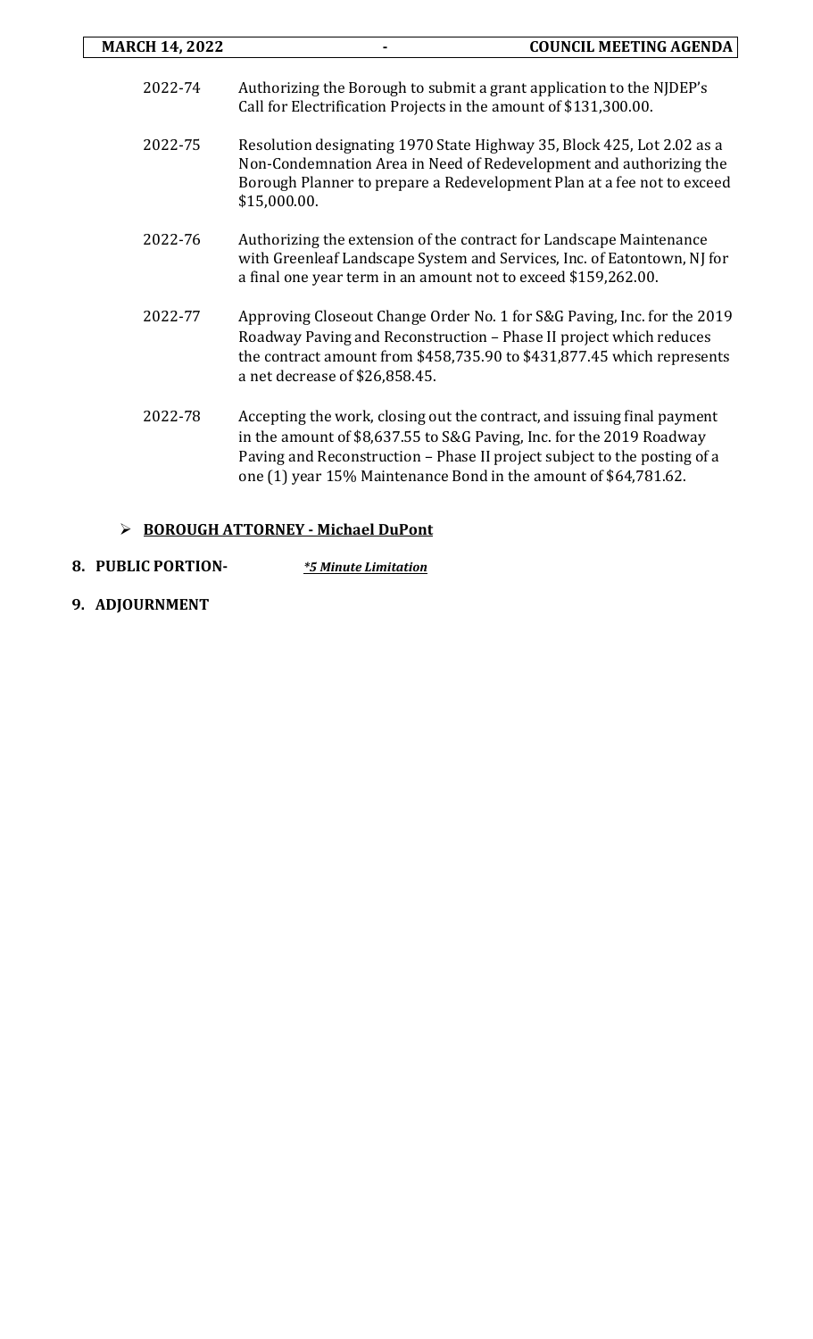| | |
|---|---|
| 2022-74 | Authorizing the Borough to submit a grant application to the NJDEP's Call for Electrification Projects in the amount of $131,300.00. |
| 2022-75 | Resolution designating 1970 State Highway 35, Block 425, Lot 2.02 as a Non-Condemnation Area in Need of Redevelopment and authorizing the Borough Planner to prepare a Redevelopment Plan at a fee not to exceed $15,000.00. |
| 2022-76 | Authorizing the extension of the contract for Landscape Maintenance with Greenleaf Landscape System and Services, Inc. of Eatontown, NJ for a final one year term in an amount not to exceed $159,262.00. |
| 2022-77 | Approving Closeout Change Order No. 1 for S&G Paving, Inc. for the 2019 Roadway Paving and Reconstruction – Phase II project which reduces the contract amount from $458,735.90 to $431,877.45 which represents a net decrease of $26,858.45. |
| 2022-78 | Accepting the work, closing out the contract, and issuing final payment in the amount of $8,637.55 to S&G Paving, Inc. for the 2019 Roadway Paving and Reconstruction – Phase II project subject to the posting of a one (1) year 15% Maintenance Bond in the amount of $64,781.62. |

- **BOROUGH ATTORNEY - Michael DuPont**

**8. PUBLIC PORTION-** ***5 Minute Limitation***

**9. ADJOURNMENT**